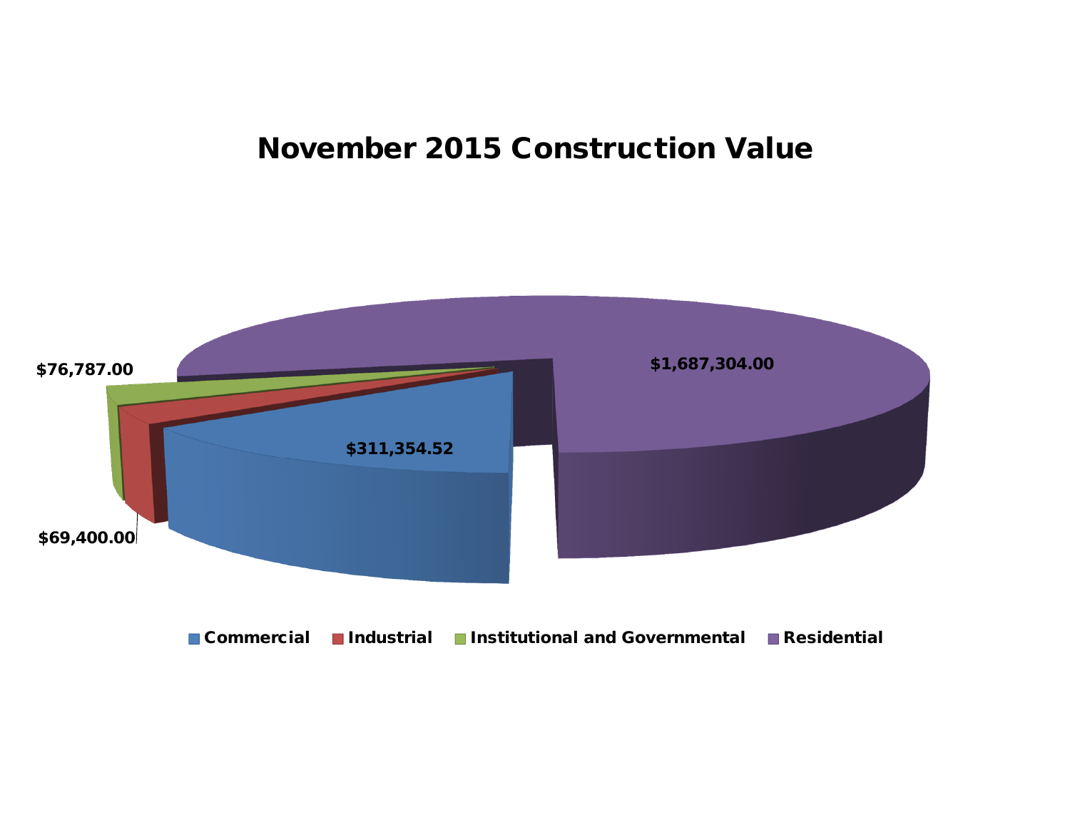# November 2015 Construction Value

$76,787.00

$1,687,304.00

$311,354.52

$69,400.00

Commercial | Industrial | Institutional and Governmental | Residential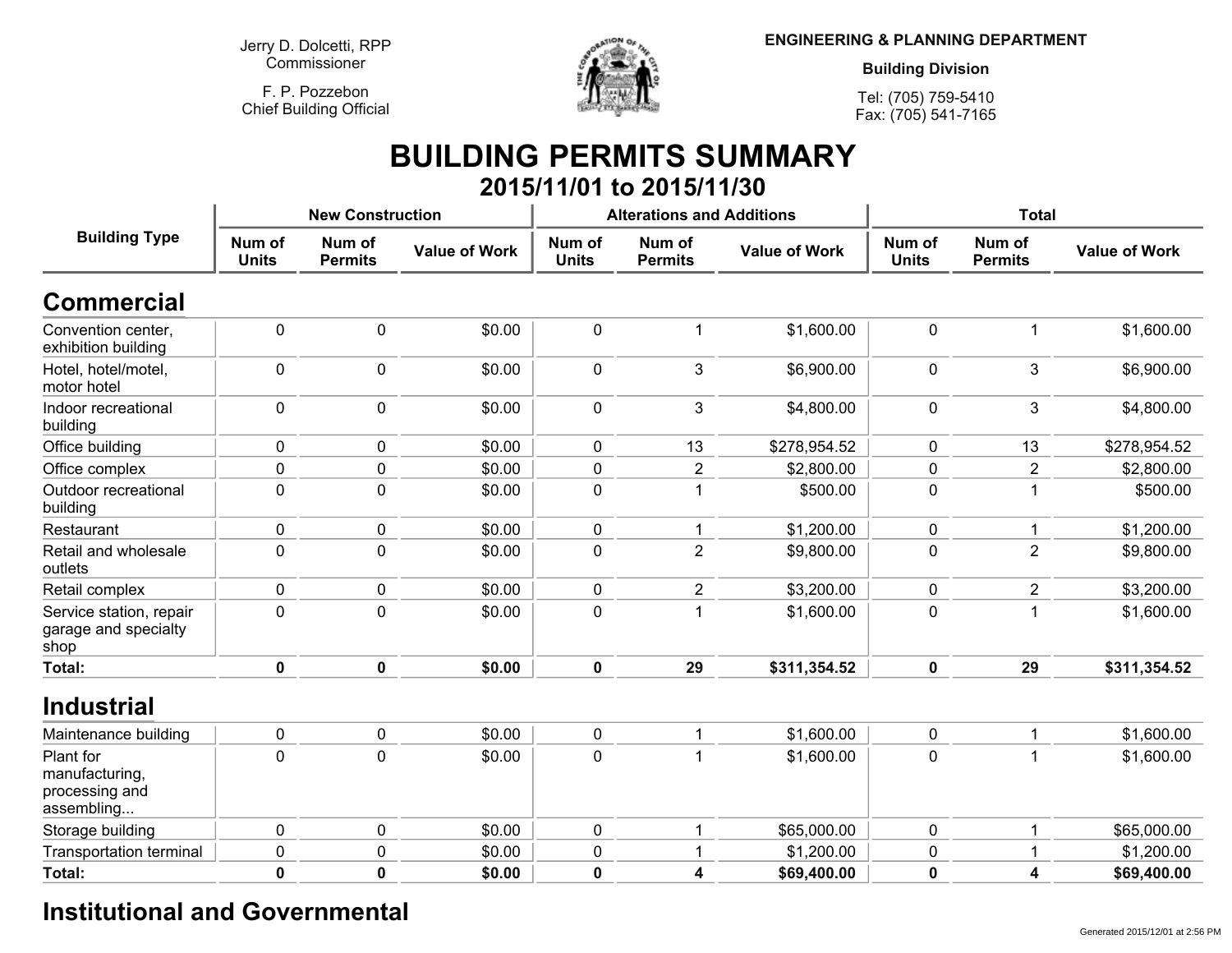Jerry D. Dolcetti, RPP
Commissioner

F. P. Pozzebon
Chief Building Official

**ENGINEERING & PLANNING DEPARTMENT**

**Building Division**

Tel: (705) 759-5410
Fax: (705) 541-7165

# BUILDING PERMITS SUMMARY

## 2015/11/01 to 2015/11/30

| Building Type | New Construction | | | Alterations and Additions | | | Total | | |
|---|---|---|---|---|---|---|---|---|---|
| | Num of Units | Num of Permits | Value of Work | Num of Units | Num of Permits | Value of Work | Num of Units | Num of Permits | Value of Work |
| **Commercial** | | | | | | | | | |
| Convention center, exhibition building | 0 | 0 | $0.00 | 0 | 1 | $1,600.00 | 0 | 1 | $1,600.00 |
| Hotel, hotel/motel, motor hotel | 0 | 0 | $0.00 | 0 | 3 | $6,900.00 | 0 | 3 | $6,900.00 |
| Indoor recreational building | 0 | 0 | $0.00 | 0 | 3 | $4,800.00 | 0 | 3 | $4,800.00 |
| Office building | 0 | 0 | $0.00 | 0 | 13 | $278,954.52 | 0 | 13 | $278,954.52 |
| Office complex | 0 | 0 | $0.00 | 0 | 2 | $2,800.00 | 0 | 2 | $2,800.00 |
| Outdoor recreational building | 0 | 0 | $0.00 | 0 | 1 | $500.00 | 0 | 1 | $500.00 |
| Restaurant | 0 | 0 | $0.00 | 0 | 1 | $1,200.00 | 0 | 1 | $1,200.00 |
| Retail and wholesale outlets | 0 | 0 | $0.00 | 0 | 2 | $9,800.00 | 0 | 2 | $9,800.00 |
| Retail complex | 0 | 0 | $0.00 | 0 | 2 | $3,200.00 | 0 | 2 | $3,200.00 |
| Service station, repair garage and specialty shop | 0 | 0 | $0.00 | 0 | 1 | $1,600.00 | 0 | 1 | $1,600.00 |
| **Total:** | **0** | **0** | **$0.00** | **0** | **29** | **$311,354.52** | **0** | **29** | **$311,354.52** |
| **Industrial** | | | | | | | | | |
| Maintenance building | 0 | 0 | $0.00 | 0 | 1 | $1,600.00 | 0 | 1 | $1,600.00 |
| Plant for manufacturing, processing and assembling... | 0 | 0 | $0.00 | 0 | 1 | $1,600.00 | 0 | 1 | $1,600.00 |
| Storage building | 0 | 0 | $0.00 | 0 | 1 | $65,000.00 | 0 | 1 | $65,000.00 |
| Transportation terminal | 0 | 0 | $0.00 | 0 | 1 | $1,200.00 | 0 | 1 | $1,200.00 |
| **Total:** | **0** | **0** | **$0.00** | **0** | **4** | **$69,400.00** | **0** | **4** | **$69,400.00** |

## Institutional and Governmental

Generated 2015/12/01 at 2:56 PM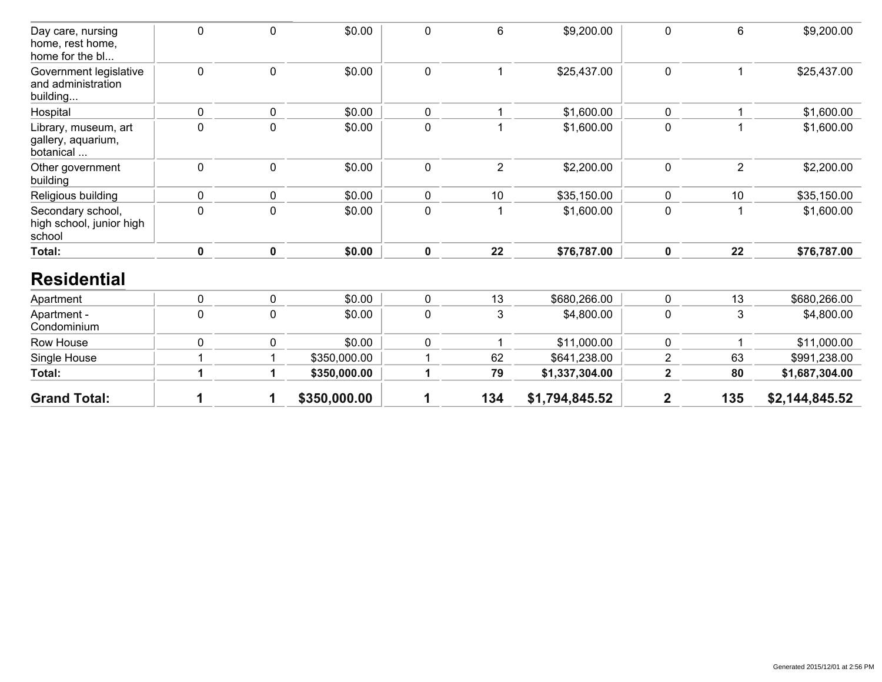| | | | | | | | | | |
|---|---|---|---|---|---|---|---|---|---|
| Day care, nursing home, rest home, home for the bl... | 0 | 0 | $0.00 | 0 | 6 | $9,200.00 | 0 | 6 | $9,200.00 |
| Government legislative and administration building... | 0 | 0 | $0.00 | 0 | 1 | $25,437.00 | 0 | 1 | $25,437.00 |
| Hospital | 0 | 0 | $0.00 | 0 | 1 | $1,600.00 | 0 | 1 | $1,600.00 |
| Library, museum, art gallery, aquarium, botanical ... | 0 | 0 | $0.00 | 0 | 1 | $1,600.00 | 0 | 1 | $1,600.00 |
| Other government building | 0 | 0 | $0.00 | 0 | 2 | $2,200.00 | 0 | 2 | $2,200.00 |
| Religious building | 0 | 0 | $0.00 | 0 | 10 | $35,150.00 | 0 | 10 | $35,150.00 |
| Secondary school, high school, junior high school | 0 | 0 | $0.00 | 0 | 1 | $1,600.00 | 0 | 1 | $1,600.00 |
| **Total:** | **0** | **0** | **$0.00** | **0** | **22** | **$76,787.00** | **0** | **22** | **$76,787.00** |

## Residential

| | | | | | | | | | |
|---|---|---|---|---|---|---|---|---|---|
| Apartment | 0 | 0 | $0.00 | 0 | 13 | $680,266.00 | 0 | 13 | $680,266.00 |
| Apartment - Condominium | 0 | 0 | $0.00 | 0 | 3 | $4,800.00 | 0 | 3 | $4,800.00 |
| Row House | 0 | 0 | $0.00 | 0 | 1 | $11,000.00 | 0 | 1 | $11,000.00 |
| Single House | 1 | 1 | $350,000.00 | 1 | 62 | $641,238.00 | 2 | 63 | $991,238.00 |
| **Total:** | **1** | **1** | **$350,000.00** | **1** | **79** | **$1,337,304.00** | **2** | **80** | **$1,687,304.00** |
| **Grand Total:** | **1** | **1** | **$350,000.00** | **1** | **134** | **$1,794,845.52** | **2** | **135** | **$2,144,845.52** |

Generated 2015/12/01 at 2:56 PM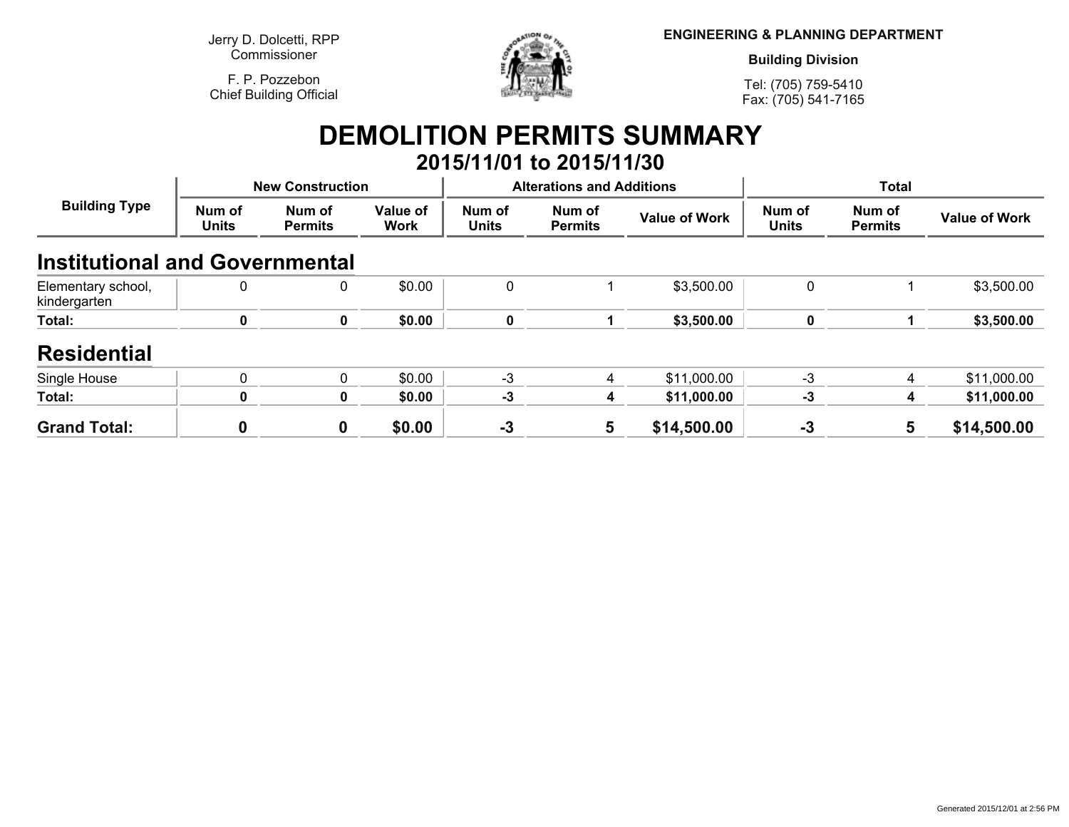Jerry D. Dolcetti, RPP
Commissioner

F. P. Pozzebon
Chief Building Official

**ENGINEERING & PLANNING DEPARTMENT**

**Building Division**

Tel: (705) 759-5410
Fax: (705) 541-7165

# DEMOLITION PERMITS SUMMARY

## 2015/11/01 to 2015/11/30

| Building Type | New Construction | | | Alterations and Additions | | | Total | | |
|---|---|---|---|---|---|---|---|---|---|
| | Num of Units | Num of Permits | Value of Work | Num of Units | Num of Permits | Value of Work | Num of Units | Num of Permits | Value of Work |
| **Institutional and Governmental** | | | | | | | | | |
| Elementary school, kindergarten | 0 | 0 | $0.00 | 0 | 1 | $3,500.00 | 0 | 1 | $3,500.00 |
| **Total:** | **0** | **0** | **$0.00** | **0** | **1** | **$3,500.00** | **0** | **1** | **$3,500.00** |
| **Residential** | | | | | | | | | |
| Single House | 0 | 0 | $0.00 | -3 | 4 | $11,000.00 | -3 | 4 | $11,000.00 |
| **Total:** | **0** | **0** | **$0.00** | **-3** | **4** | **$11,000.00** | **-3** | **4** | **$11,000.00** |
| **Grand Total:** | **0** | **0** | **$0.00** | **-3** | **5** | **$14,500.00** | **-3** | **5** | **$14,500.00** |

Generated 2015/12/01 at 2:56 PM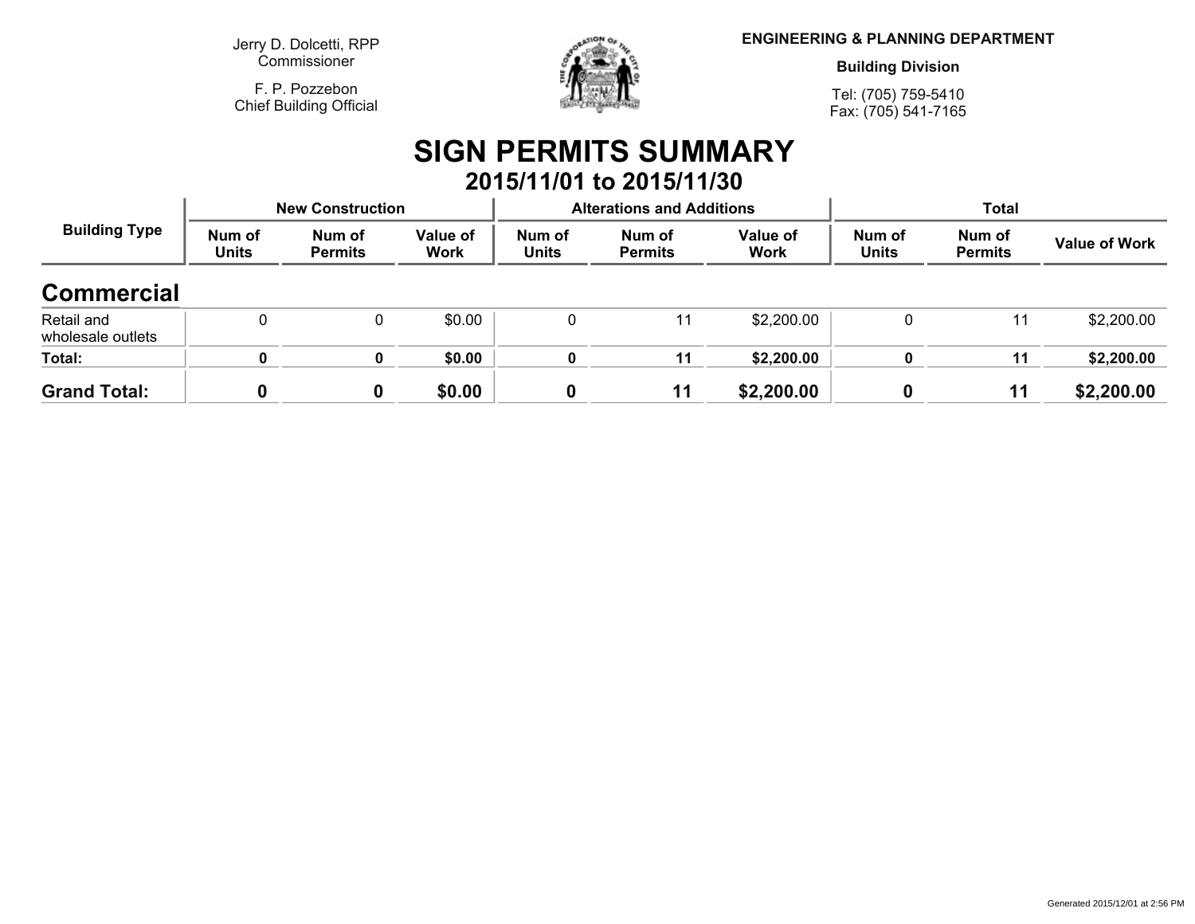Jerry D. Dolcetti, RPP
Commissioner

F. P. Pozzebon
Chief Building Official

**ENGINEERING & PLANNING DEPARTMENT**

**Building Division**

Tel: (705) 759-5410
Fax: (705) 541-7165

# SIGN PERMITS SUMMARY

## 2015/11/01 to 2015/11/30

| Building Type | New Construction | | | Alterations and Additions | | | Total | | |
|---|---|---|---|---|---|---|---|---|---|
| | Num of Units | Num of Permits | Value of Work | Num of Units | Num of Permits | Value of Work | Num of Units | Num of Permits | Value of Work |
| **Commercial** | | | | | | | | | |
| Retail and wholesale outlets | 0 | 0 | $0.00 | 0 | 11 | $2,200.00 | 0 | 11 | $2,200.00 |
| **Total:** | **0** | **0** | **$0.00** | **0** | **11** | **$2,200.00** | **0** | **11** | **$2,200.00** |
| **Grand Total:** | **0** | **0** | **$0.00** | **0** | **11** | **$2,200.00** | **0** | **11** | **$2,200.00** |

Generated 2015/12/01 at 2:56 PM